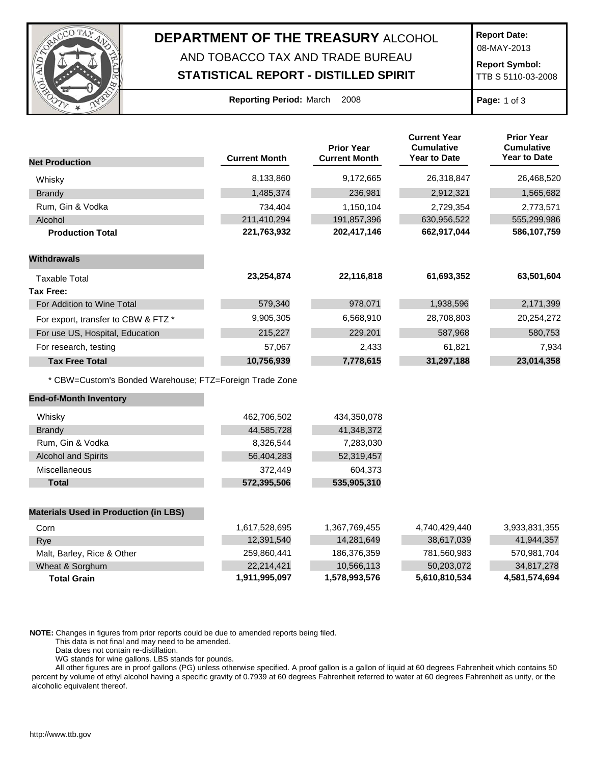# DEPARTMENT OF THE TREASURY ALCOHOL AND TOBACCO TAX AND TRADE BUREAU

## STATISTICAL REPORT - DISTILLED SPIRIT

**Report Date:** 08-MAY-2013

**Report Symbol:** TTB S 5110-03-2008

**Reporting Period:** March 2008

| Net Production | Current Month | Prior Year Current Month | Current Year Cumulative Year to Date | Prior Year Cumulative Year to Date |
|---|---|---|---|---|
| Whisky | 8,133,860 | 9,172,665 | 26,318,847 | 26,468,520 |
| Brandy | 1,485,374 | 236,981 | 2,912,321 | 1,565,682 |
| Rum, Gin & Vodka | 734,404 | 1,150,104 | 2,729,354 | 2,773,571 |
| Alcohol | 211,410,294 | 191,857,396 | 630,956,522 | 555,299,986 |
| **Production Total** | **221,763,932** | **202,417,146** | **662,917,044** | **586,107,759** |
| **Withdrawals** | | | | |
| Taxable Total | **23,254,874** | **22,116,818** | **61,693,352** | **63,501,604** |
| **Tax Free:** | | | | |
| For Addition to Wine Total | 579,340 | 978,071 | 1,938,596 | 2,171,399 |
| For export, transfer to CBW & FTZ * | 9,905,305 | 6,568,910 | 28,708,803 | 20,254,272 |
| For use US, Hospital, Education | 215,227 | 229,201 | 587,968 | 580,753 |
| For research, testing | 57,067 | 2,433 | 61,821 | 7,934 |
| **Tax Free Total** | **10,756,939** | **7,778,615** | **31,297,188** | **23,014,358** |

* CBW=Custom's Bonded Warehouse; FTZ=Foreign Trade Zone

| End-of-Month Inventory | Current Month | Prior Year Current Month |
|---|---|---|
| Whisky | 462,706,502 | 434,350,078 |
| Brandy | 44,585,728 | 41,348,372 |
| Rum, Gin & Vodka | 8,326,544 | 7,283,030 |
| Alcohol and Spirits | 56,404,283 | 52,319,457 |
| Miscellaneous | 372,449 | 604,373 |
| **Total** | **572,395,506** | **535,905,310** |

| Materials Used in Production (in LBS) | Current Month | Prior Year Current Month | Current Year Cumulative Year to Date | Prior Year Cumulative Year to Date |
|---|---|---|---|---|
| Corn | 1,617,528,695 | 1,367,769,455 | 4,740,429,440 | 3,933,831,355 |
| Rye | 12,391,540 | 14,281,649 | 38,617,039 | 41,944,357 |
| Malt, Barley, Rice & Other | 259,860,441 | 186,376,359 | 781,560,983 | 570,981,704 |
| Wheat & Sorghum | 22,214,421 | 10,566,113 | 50,203,072 | 34,817,278 |
| **Total Grain** | **1,911,995,097** | **1,578,993,576** | **5,610,810,534** | **4,581,574,694** |

**NOTE:** Changes in figures from prior reports could be due to amended reports being filed.
This data is not final and may need to be amended.
Data does not contain re-distillation.
WG stands for wine gallons. LBS stands for pounds.
All other figures are in proof gallons (PG) unless otherwise specified. A proof gallon is a gallon of liquid at 60 degrees Fahrenheit which contains 50 percent by volume of ethyl alcohol having a specific gravity of 0.7939 at 60 degrees Fahrenheit referred to water at 60 degrees Fahrenheit as unity, or the alcoholic equivalent thereof.

http://www.ttb.gov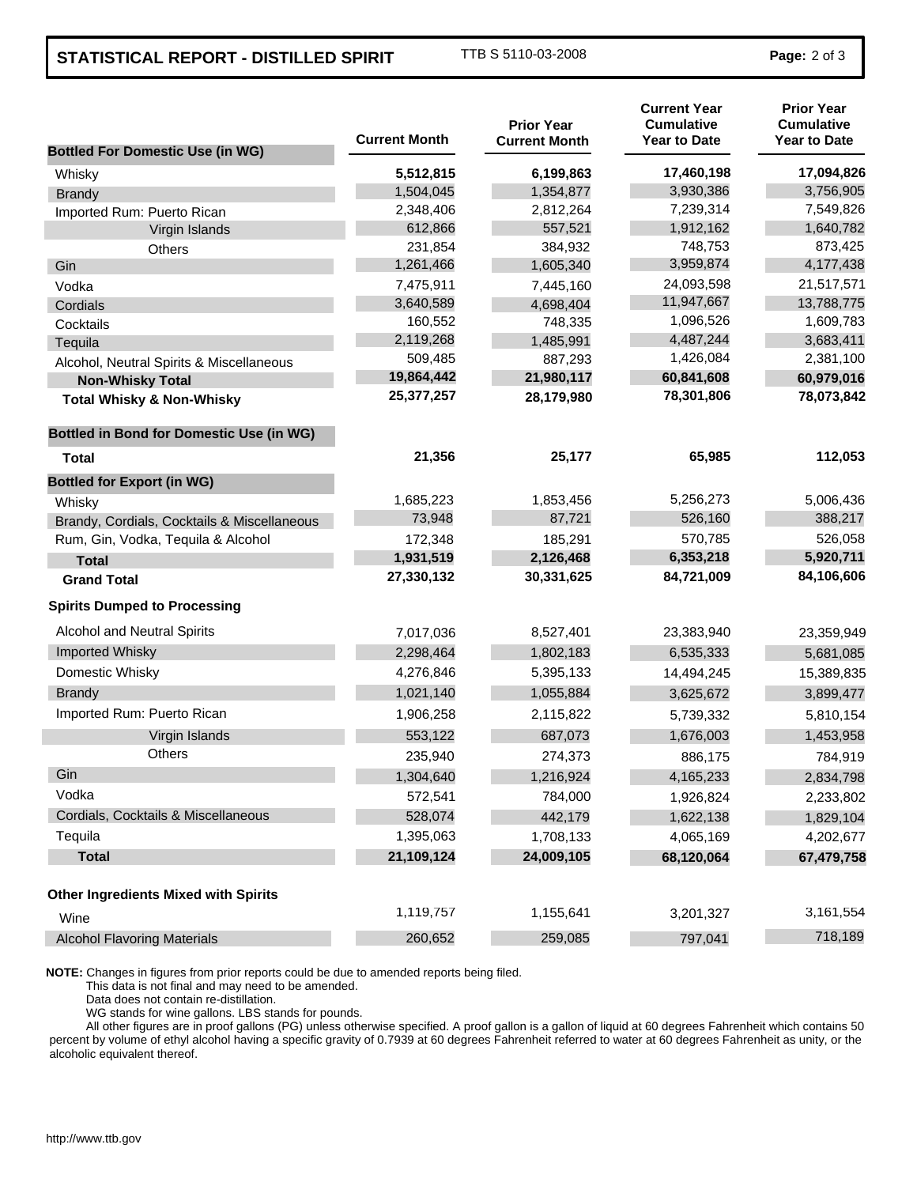## STATISTICAL REPORT - DISTILLED SPIRIT

TTB S 5110-03-2008

| Bottled For Domestic Use (in WG) | Current Month | Prior Year Current Month | Current Year Cumulative Year to Date | Prior Year Cumulative Year to Date |
|---|---|---|---|---|
| Whisky | **5,512,815** | **6,199,863** | **17,460,198** | **17,094,826** |
| Brandy | 1,504,045 | 1,354,877 | 3,930,386 | 3,756,905 |
| Imported Rum: Puerto Rican | 2,348,406 | 2,812,264 | 7,239,314 | 7,549,826 |
| Virgin Islands | 612,866 | 557,521 | 1,912,162 | 1,640,782 |
| Others | 231,854 | 384,932 | 748,753 | 873,425 |
| Gin | 1,261,466 | 1,605,340 | 3,959,874 | 4,177,438 |
| Vodka | 7,475,911 | 7,445,160 | 24,093,598 | 21,517,571 |
| Cordials | 3,640,589 | 4,698,404 | 11,947,667 | 13,788,775 |
| Cocktails | 160,552 | 748,335 | 1,096,526 | 1,609,783 |
| Tequila | 2,119,268 | 1,485,991 | 4,487,244 | 3,683,411 |
| Alcohol, Neutral Spirits & Miscellaneous | 509,485 | 887,293 | 1,426,084 | 2,381,100 |
| **Non-Whisky Total** | **19,864,442** | **21,980,117** | **60,841,608** | **60,979,016** |
| **Total Whisky & Non-Whisky** | **25,377,257** | **28,179,980** | **78,301,806** | **78,073,842** |
| **Bottled in Bond for Domestic Use (in WG)** | | | | |
| **Total** | **21,356** | **25,177** | **65,985** | **112,053** |
| **Bottled for Export (in WG)** | | | | |
| Whisky | 1,685,223 | 1,853,456 | 5,256,273 | 5,006,436 |
| Brandy, Cordials, Cocktails & Miscellaneous | 73,948 | 87,721 | 526,160 | 388,217 |
| Rum, Gin, Vodka, Tequila & Alcohol | 172,348 | 185,291 | 570,785 | 526,058 |
| **Total** | **1,931,519** | **2,126,468** | **6,353,218** | **5,920,711** |
| **Grand Total** | **27,330,132** | **30,331,625** | **84,721,009** | **84,106,606** |
| **Spirits Dumped to Processing** | | | | |
| Alcohol and Neutral Spirits | 7,017,036 | 8,527,401 | 23,383,940 | 23,359,949 |
| Imported Whisky | 2,298,464 | 1,802,183 | 6,535,333 | 5,681,085 |
| Domestic Whisky | 4,276,846 | 5,395,133 | 14,494,245 | 15,389,835 |
| Brandy | 1,021,140 | 1,055,884 | 3,625,672 | 3,899,477 |
| Imported Rum: Puerto Rican | 1,906,258 | 2,115,822 | 5,739,332 | 5,810,154 |
| Virgin Islands | 553,122 | 687,073 | 1,676,003 | 1,453,958 |
| Others | 235,940 | 274,373 | 886,175 | 784,919 |
| Gin | 1,304,640 | 1,216,924 | 4,165,233 | 2,834,798 |
| Vodka | 572,541 | 784,000 | 1,926,824 | 2,233,802 |
| Cordials, Cocktails & Miscellaneous | 528,074 | 442,179 | 1,622,138 | 1,829,104 |
| Tequila | 1,395,063 | 1,708,133 | 4,065,169 | 4,202,677 |
| **Total** | **21,109,124** | **24,009,105** | **68,120,064** | **67,479,758** |
| **Other Ingredients Mixed with Spirits** | | | | |
| Wine | 1,119,757 | 1,155,641 | 3,201,327 | 3,161,554 |
| Alcohol Flavoring Materials | 260,652 | 259,085 | 797,041 | 718,189 |

**NOTE:** Changes in figures from prior reports could be due to amended reports being filed.
This data is not final and may need to be amended.
Data does not contain re-distillation.
WG stands for wine gallons. LBS stands for pounds.
All other figures are in proof gallons (PG) unless otherwise specified. A proof gallon is a gallon of liquid at 60 degrees Fahrenheit which contains 50 percent by volume of ethyl alcohol having a specific gravity of 0.7939 at 60 degrees Fahrenheit referred to water at 60 degrees Fahrenheit as unity, or the alcoholic equivalent thereof.

http://www.ttb.gov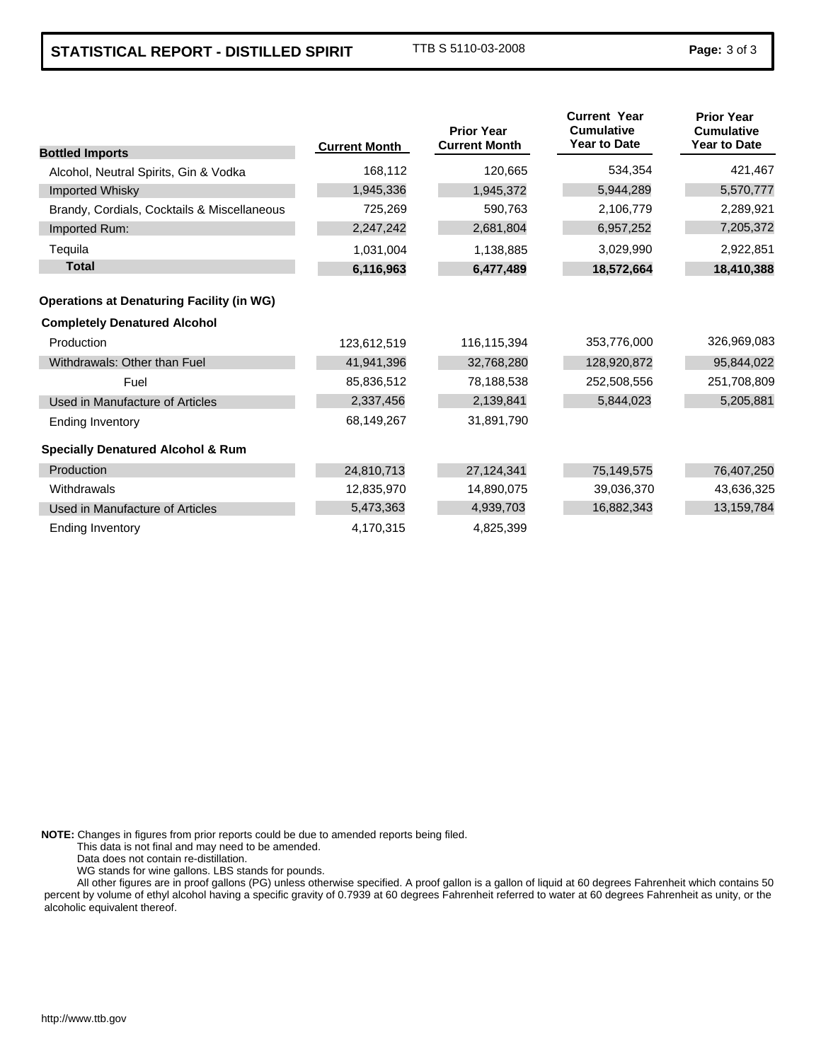# STATISTICAL REPORT - DISTILLED SPIRIT

TTB S 5110-03-2008

| Bottled Imports | Current Month | Prior Year Current Month | Current Year Cumulative Year to Date | Prior Year Cumulative Year to Date |
| --- | --- | --- | --- | --- |
| Alcohol, Neutral Spirits, Gin & Vodka | 168,112 | 120,665 | 534,354 | 421,467 |
| Imported Whisky | 1,945,336 | 1,945,372 | 5,944,289 | 5,570,777 |
| Brandy, Cordials, Cocktails & Miscellaneous | 725,269 | 590,763 | 2,106,779 | 2,289,921 |
| Imported Rum: | 2,247,242 | 2,681,804 | 6,957,252 | 7,205,372 |
| Tequila | 1,031,004 | 1,138,885 | 3,029,990 | 2,922,851 |
| **Total** | **6,116,963** | **6,477,489** | **18,572,664** | **18,410,388** |
| **Operations at Denaturing Facility (in WG)** | | | | |
| **Completely Denatured Alcohol** | | | | |
| Production | 123,612,519 | 116,115,394 | 353,776,000 | 326,969,083 |
| Withdrawals: Other than Fuel | 41,941,396 | 32,768,280 | 128,920,872 | 95,844,022 |
| Fuel | 85,836,512 | 78,188,538 | 252,508,556 | 251,708,809 |
| Used in Manufacture of Articles | 2,337,456 | 2,139,841 | 5,844,023 | 5,205,881 |
| Ending Inventory | 68,149,267 | 31,891,790 | | |
| **Specially Denatured Alcohol & Rum** | | | | |
| Production | 24,810,713 | 27,124,341 | 75,149,575 | 76,407,250 |
| Withdrawals | 12,835,970 | 14,890,075 | 39,036,370 | 43,636,325 |
| Used in Manufacture of Articles | 5,473,363 | 4,939,703 | 16,882,343 | 13,159,784 |
| Ending Inventory | 4,170,315 | 4,825,399 | | |

**NOTE:** Changes in figures from prior reports could be due to amended reports being filed.
This data is not final and may need to be amended.
Data does not contain re-distillation.
WG stands for wine gallons. LBS stands for pounds.
All other figures are in proof gallons (PG) unless otherwise specified. A proof gallon is a gallon of liquid at 60 degrees Fahrenheit which contains 50 percent by volume of ethyl alcohol having a specific gravity of 0.7939 at 60 degrees Fahrenheit referred to water at 60 degrees Fahrenheit as unity, or the alcoholic equivalent thereof.

http://www.ttb.gov